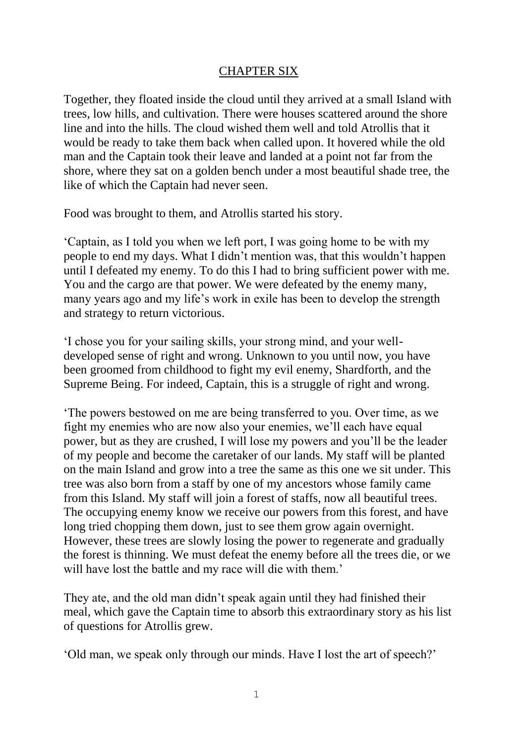# CHAPTER SIX

Together, they floated inside the cloud until they arrived at a small Island with trees, low hills, and cultivation. There were houses scattered around the shore line and into the hills. The cloud wished them well and told Atrollis that it would be ready to take them back when called upon. It hovered while the old man and the Captain took their leave and landed at a point not far from the shore, where they sat on a golden bench under a most beautiful shade tree, the like of which the Captain had never seen.

Food was brought to them, and Atrollis started his story.

'Captain, as I told you when we left port, I was going home to be with my people to end my days. What I didn't mention was, that this wouldn't happen until I defeated my enemy. To do this I had to bring sufficient power with me. You and the cargo are that power. We were defeated by the enemy many, many years ago and my life's work in exile has been to develop the strength and strategy to return victorious.

'I chose you for your sailing skills, your strong mind, and your well-developed sense of right and wrong. Unknown to you until now, you have been groomed from childhood to fight my evil enemy, Shardforth, and the Supreme Being. For indeed, Captain, this is a struggle of right and wrong.

'The powers bestowed on me are being transferred to you. Over time, as we fight my enemies who are now also your enemies, we'll each have equal power, but as they are crushed, I will lose my powers and you'll be the leader of my people and become the caretaker of our lands. My staff will be planted on the main Island and grow into a tree the same as this one we sit under. This tree was also born from a staff by one of my ancestors whose family came from this Island. My staff will join a forest of staffs, now all beautiful trees. The occupying enemy know we receive our powers from this forest, and have long tried chopping them down, just to see them grow again overnight. However, these trees are slowly losing the power to regenerate and gradually the forest is thinning. We must defeat the enemy before all the trees die, or we will have lost the battle and my race will die with them.'

They ate, and the old man didn't speak again until they had finished their meal, which gave the Captain time to absorb this extraordinary story as his list of questions for Atrollis grew.

'Old man, we speak only through our minds. Have I lost the art of speech?'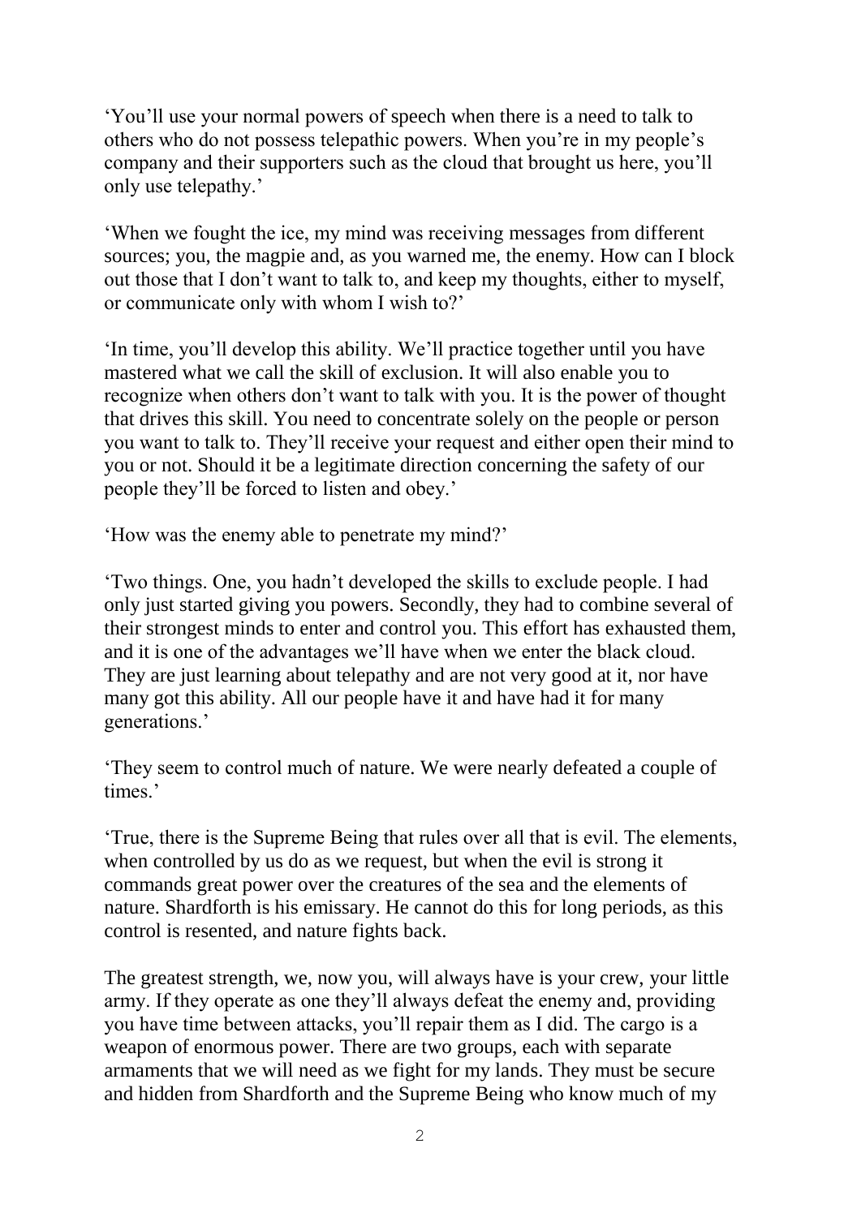'You'll use your normal powers of speech when there is a need to talk to others who do not possess telepathic powers. When you're in my people's company and their supporters such as the cloud that brought us here, you'll only use telepathy.'

'When we fought the ice, my mind was receiving messages from different sources; you, the magpie and, as you warned me, the enemy. How can I block out those that I don't want to talk to, and keep my thoughts, either to myself, or communicate only with whom I wish to?'

'In time, you'll develop this ability. We'll practice together until you have mastered what we call the skill of exclusion. It will also enable you to recognize when others don't want to talk with you. It is the power of thought that drives this skill. You need to concentrate solely on the people or person you want to talk to. They'll receive your request and either open their mind to you or not. Should it be a legitimate direction concerning the safety of our people they'll be forced to listen and obey.'

'How was the enemy able to penetrate my mind?'

'Two things. One, you hadn't developed the skills to exclude people. I had only just started giving you powers. Secondly, they had to combine several of their strongest minds to enter and control you. This effort has exhausted them, and it is one of the advantages we'll have when we enter the black cloud. They are just learning about telepathy and are not very good at it, nor have many got this ability. All our people have it and have had it for many generations.'

'They seem to control much of nature. We were nearly defeated a couple of times.'

'True, there is the Supreme Being that rules over all that is evil. The elements, when controlled by us do as we request, but when the evil is strong it commands great power over the creatures of the sea and the elements of nature. Shardforth is his emissary. He cannot do this for long periods, as this control is resented, and nature fights back.

The greatest strength, we, now you, will always have is your crew, your little army. If they operate as one they'll always defeat the enemy and, providing you have time between attacks, you'll repair them as I did. The cargo is a weapon of enormous power. There are two groups, each with separate armaments that we will need as we fight for my lands. They must be secure and hidden from Shardforth and the Supreme Being who know much of my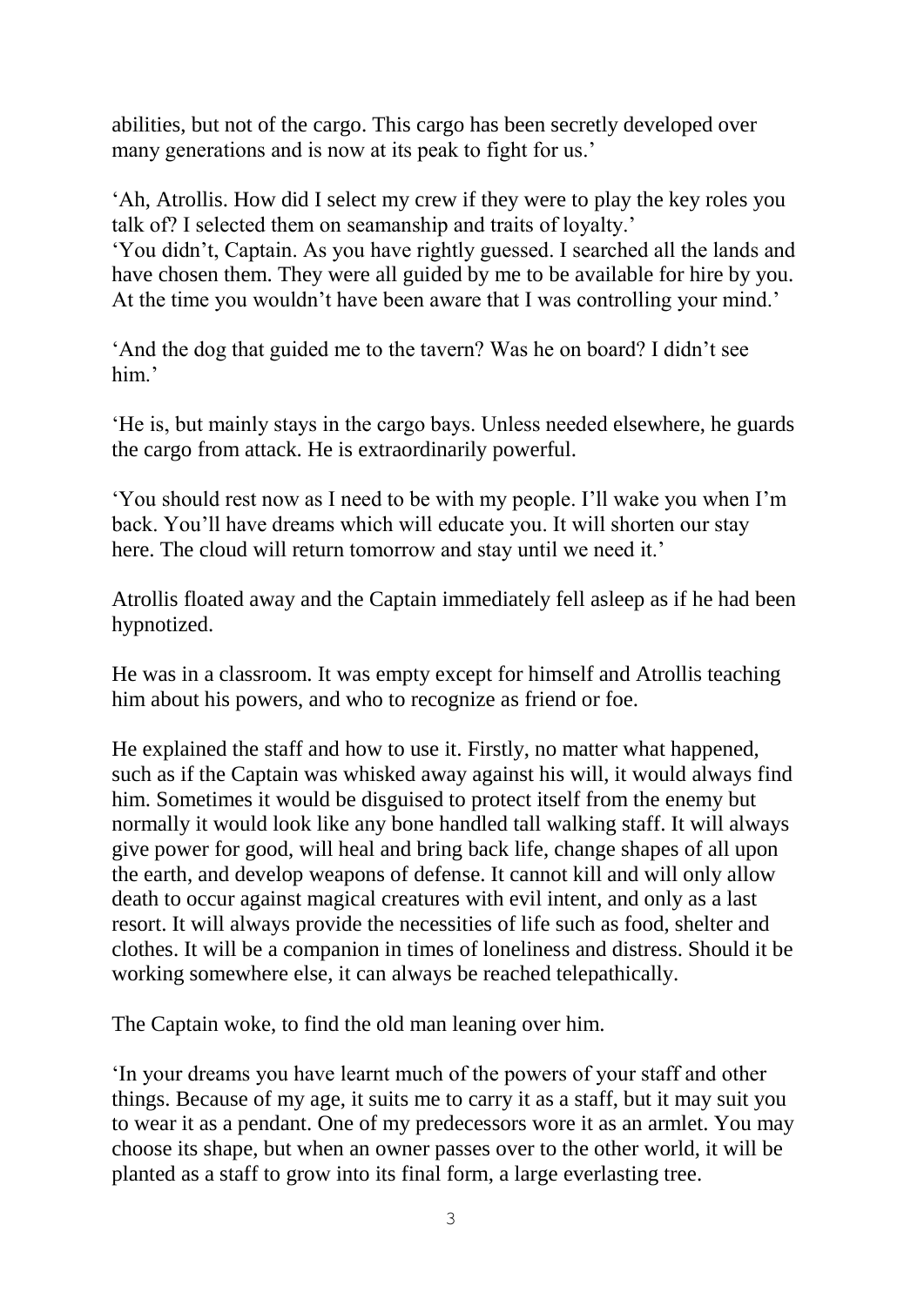abilities, but not of the cargo. This cargo has been secretly developed over many generations and is now at its peak to fight for us.'

'Ah, Atrollis. How did I select my crew if they were to play the key roles you talk of? I selected them on seamanship and traits of loyalty.'
'You didn't, Captain. As you have rightly guessed. I searched all the lands and have chosen them. They were all guided by me to be available for hire by you. At the time you wouldn't have been aware that I was controlling your mind.'

'And the dog that guided me to the tavern? Was he on board? I didn't see him.'

'He is, but mainly stays in the cargo bays. Unless needed elsewhere, he guards the cargo from attack. He is extraordinarily powerful.

'You should rest now as I need to be with my people. I'll wake you when I'm back. You'll have dreams which will educate you. It will shorten our stay here. The cloud will return tomorrow and stay until we need it.'

Atrollis floated away and the Captain immediately fell asleep as if he had been hypnotized.

He was in a classroom. It was empty except for himself and Atrollis teaching him about his powers, and who to recognize as friend or foe.

He explained the staff and how to use it. Firstly, no matter what happened, such as if the Captain was whisked away against his will, it would always find him. Sometimes it would be disguised to protect itself from the enemy but normally it would look like any bone handled tall walking staff. It will always give power for good, will heal and bring back life, change shapes of all upon the earth, and develop weapons of defense. It cannot kill and will only allow death to occur against magical creatures with evil intent, and only as a last resort. It will always provide the necessities of life such as food, shelter and clothes. It will be a companion in times of loneliness and distress. Should it be working somewhere else, it can always be reached telepathically.

The Captain woke, to find the old man leaning over him.

'In your dreams you have learnt much of the powers of your staff and other things. Because of my age, it suits me to carry it as a staff, but it may suit you to wear it as a pendant. One of my predecessors wore it as an armlet. You may choose its shape, but when an owner passes over to the other world, it will be planted as a staff to grow into its final form, a large everlasting tree.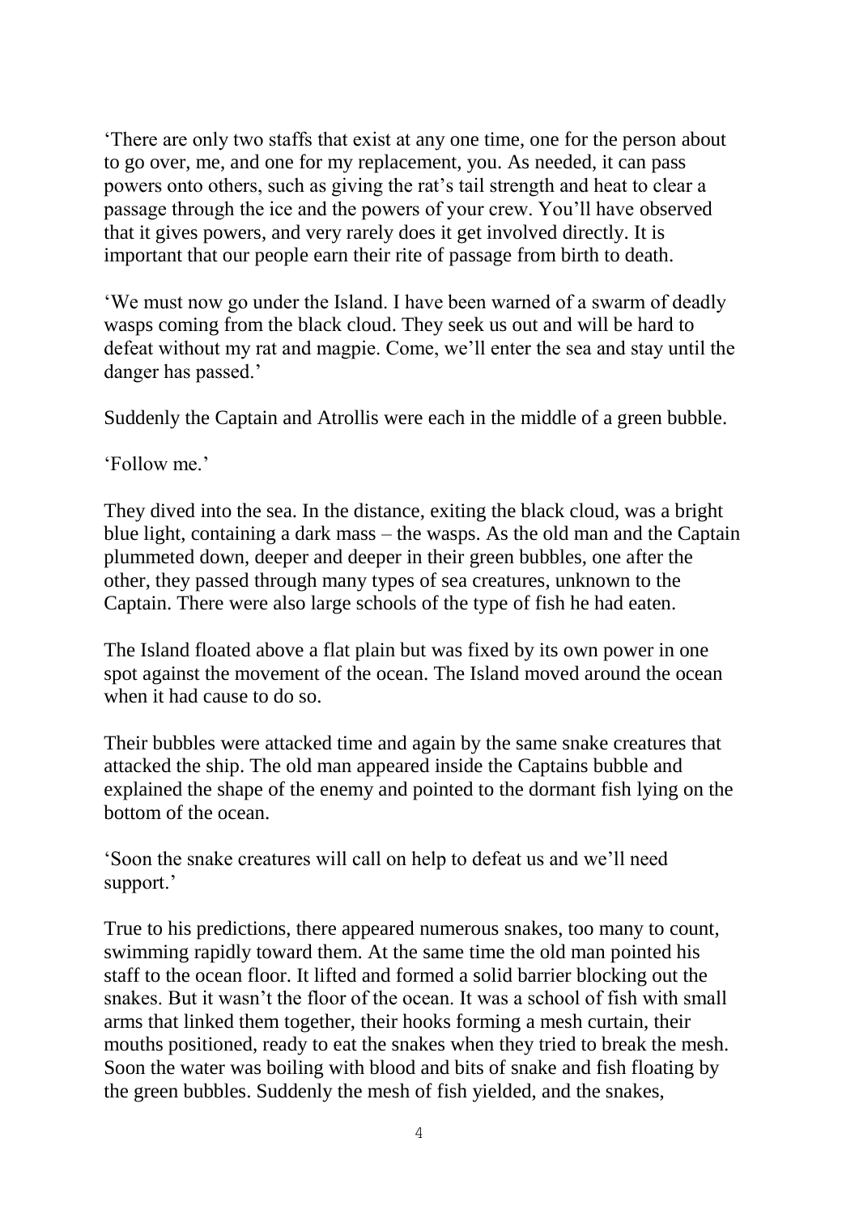'There are only two staffs that exist at any one time, one for the person about to go over, me, and one for my replacement, you. As needed, it can pass powers onto others, such as giving the rat's tail strength and heat to clear a passage through the ice and the powers of your crew. You'll have observed that it gives powers, and very rarely does it get involved directly. It is important that our people earn their rite of passage from birth to death.

'We must now go under the Island. I have been warned of a swarm of deadly wasps coming from the black cloud. They seek us out and will be hard to defeat without my rat and magpie. Come, we'll enter the sea and stay until the danger has passed.'

Suddenly the Captain and Atrollis were each in the middle of a green bubble.

'Follow me.'

They dived into the sea. In the distance, exiting the black cloud, was a bright blue light, containing a dark mass – the wasps. As the old man and the Captain plummeted down, deeper and deeper in their green bubbles, one after the other, they passed through many types of sea creatures, unknown to the Captain. There were also large schools of the type of fish he had eaten.

The Island floated above a flat plain but was fixed by its own power in one spot against the movement of the ocean. The Island moved around the ocean when it had cause to do so.

Their bubbles were attacked time and again by the same snake creatures that attacked the ship. The old man appeared inside the Captains bubble and explained the shape of the enemy and pointed to the dormant fish lying on the bottom of the ocean.

'Soon the snake creatures will call on help to defeat us and we'll need support.'

True to his predictions, there appeared numerous snakes, too many to count, swimming rapidly toward them. At the same time the old man pointed his staff to the ocean floor. It lifted and formed a solid barrier blocking out the snakes. But it wasn't the floor of the ocean. It was a school of fish with small arms that linked them together, their hooks forming a mesh curtain, their mouths positioned, ready to eat the snakes when they tried to break the mesh. Soon the water was boiling with blood and bits of snake and fish floating by the green bubbles. Suddenly the mesh of fish yielded, and the snakes,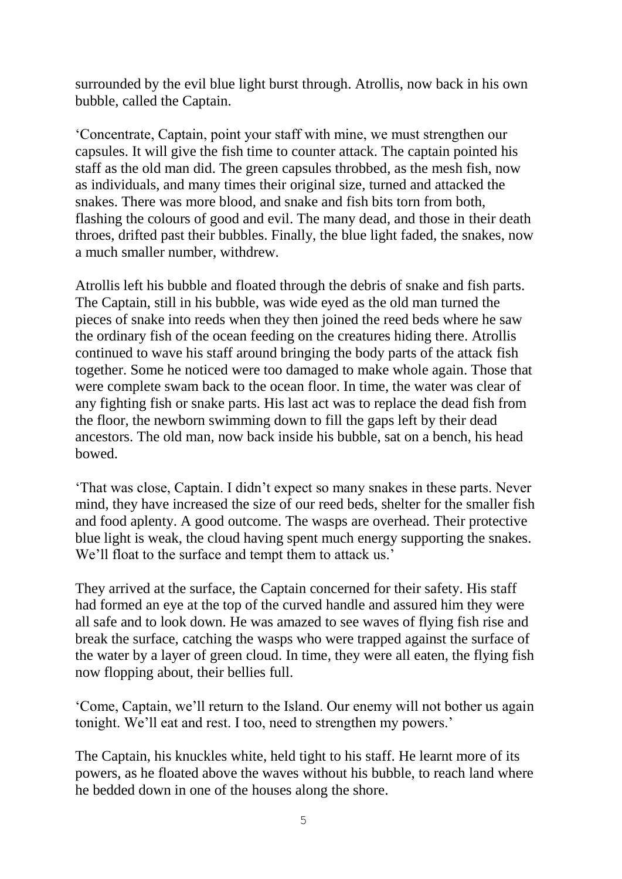surrounded by the evil blue light burst through. Atrollis, now back in his own bubble, called the Captain.

'Concentrate, Captain, point your staff with mine, we must strengthen our capsules. It will give the fish time to counter attack. The captain pointed his staff as the old man did. The green capsules throbbed, as the mesh fish, now as individuals, and many times their original size, turned and attacked the snakes. There was more blood, and snake and fish bits torn from both, flashing the colours of good and evil. The many dead, and those in their death throes, drifted past their bubbles. Finally, the blue light faded, the snakes, now a much smaller number, withdrew.

Atrollis left his bubble and floated through the debris of snake and fish parts. The Captain, still in his bubble, was wide eyed as the old man turned the pieces of snake into reeds when they then joined the reed beds where he saw the ordinary fish of the ocean feeding on the creatures hiding there. Atrollis continued to wave his staff around bringing the body parts of the attack fish together. Some he noticed were too damaged to make whole again. Those that were complete swam back to the ocean floor. In time, the water was clear of any fighting fish or snake parts. His last act was to replace the dead fish from the floor, the newborn swimming down to fill the gaps left by their dead ancestors. The old man, now back inside his bubble, sat on a bench, his head bowed.

'That was close, Captain. I didn't expect so many snakes in these parts. Never mind, they have increased the size of our reed beds, shelter for the smaller fish and food aplenty. A good outcome. The wasps are overhead. Their protective blue light is weak, the cloud having spent much energy supporting the snakes. We'll float to the surface and tempt them to attack us.'

They arrived at the surface, the Captain concerned for their safety. His staff had formed an eye at the top of the curved handle and assured him they were all safe and to look down. He was amazed to see waves of flying fish rise and break the surface, catching the wasps who were trapped against the surface of the water by a layer of green cloud. In time, they were all eaten, the flying fish now flopping about, their bellies full.

'Come, Captain, we'll return to the Island. Our enemy will not bother us again tonight. We'll eat and rest. I too, need to strengthen my powers.'

The Captain, his knuckles white, held tight to his staff. He learnt more of its powers, as he floated above the waves without his bubble, to reach land where he bedded down in one of the houses along the shore.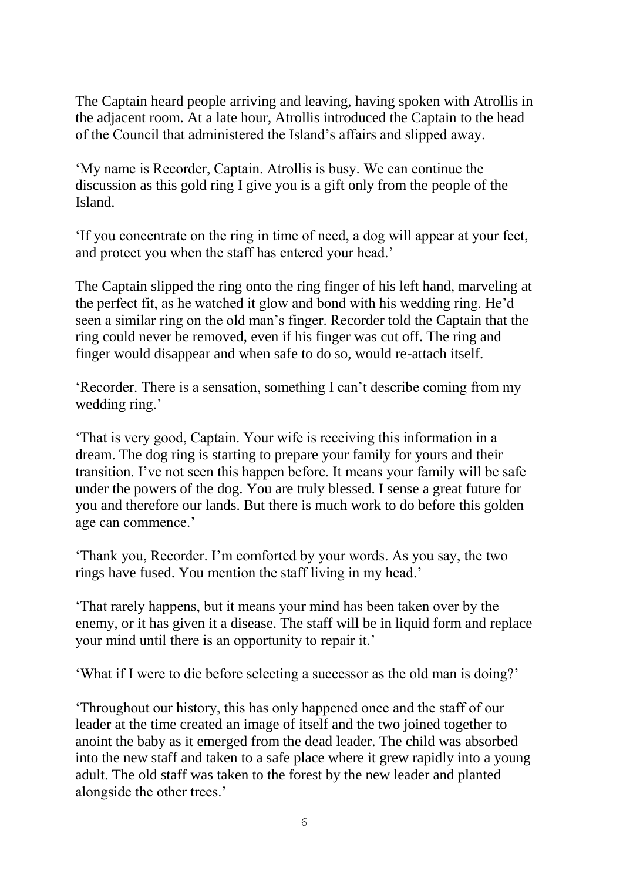The Captain heard people arriving and leaving, having spoken with Atrollis in the adjacent room. At a late hour, Atrollis introduced the Captain to the head of the Council that administered the Island's affairs and slipped away.

'My name is Recorder, Captain. Atrollis is busy. We can continue the discussion as this gold ring I give you is a gift only from the people of the Island.

'If you concentrate on the ring in time of need, a dog will appear at your feet, and protect you when the staff has entered your head.'

The Captain slipped the ring onto the ring finger of his left hand, marveling at the perfect fit, as he watched it glow and bond with his wedding ring. He'd seen a similar ring on the old man's finger. Recorder told the Captain that the ring could never be removed, even if his finger was cut off. The ring and finger would disappear and when safe to do so, would re-attach itself.

'Recorder. There is a sensation, something I can't describe coming from my wedding ring.'

'That is very good, Captain. Your wife is receiving this information in a dream. The dog ring is starting to prepare your family for yours and their transition. I've not seen this happen before. It means your family will be safe under the powers of the dog. You are truly blessed. I sense a great future for you and therefore our lands. But there is much work to do before this golden age can commence.'

'Thank you, Recorder. I'm comforted by your words. As you say, the two rings have fused. You mention the staff living in my head.'

'That rarely happens, but it means your mind has been taken over by the enemy, or it has given it a disease. The staff will be in liquid form and replace your mind until there is an opportunity to repair it.'

'What if I were to die before selecting a successor as the old man is doing?'

'Throughout our history, this has only happened once and the staff of our leader at the time created an image of itself and the two joined together to anoint the baby as it emerged from the dead leader. The child was absorbed into the new staff and taken to a safe place where it grew rapidly into a young adult. The old staff was taken to the forest by the new leader and planted alongside the other trees.'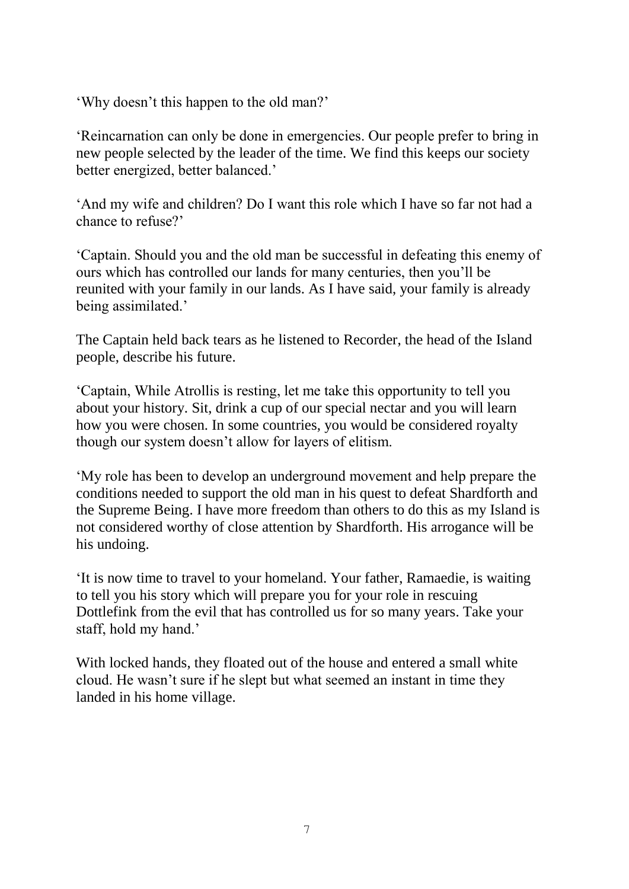'Why doesn't this happen to the old man?'

'Reincarnation can only be done in emergencies. Our people prefer to bring in new people selected by the leader of the time. We find this keeps our society better energized, better balanced.'

'And my wife and children? Do I want this role which I have so far not had a chance to refuse?'

'Captain. Should you and the old man be successful in defeating this enemy of ours which has controlled our lands for many centuries, then you'll be reunited with your family in our lands. As I have said, your family is already being assimilated.'

The Captain held back tears as he listened to Recorder, the head of the Island people, describe his future.

'Captain, While Atrollis is resting, let me take this opportunity to tell you about your history. Sit, drink a cup of our special nectar and you will learn how you were chosen. In some countries, you would be considered royalty though our system doesn't allow for layers of elitism.

'My role has been to develop an underground movement and help prepare the conditions needed to support the old man in his quest to defeat Shardforth and the Supreme Being. I have more freedom than others to do this as my Island is not considered worthy of close attention by Shardforth. His arrogance will be his undoing.

'It is now time to travel to your homeland. Your father, Ramaedie, is waiting to tell you his story which will prepare you for your role in rescuing Dottlefink from the evil that has controlled us for so many years. Take your staff, hold my hand.'

With locked hands, they floated out of the house and entered a small white cloud. He wasn't sure if he slept but what seemed an instant in time they landed in his home village.